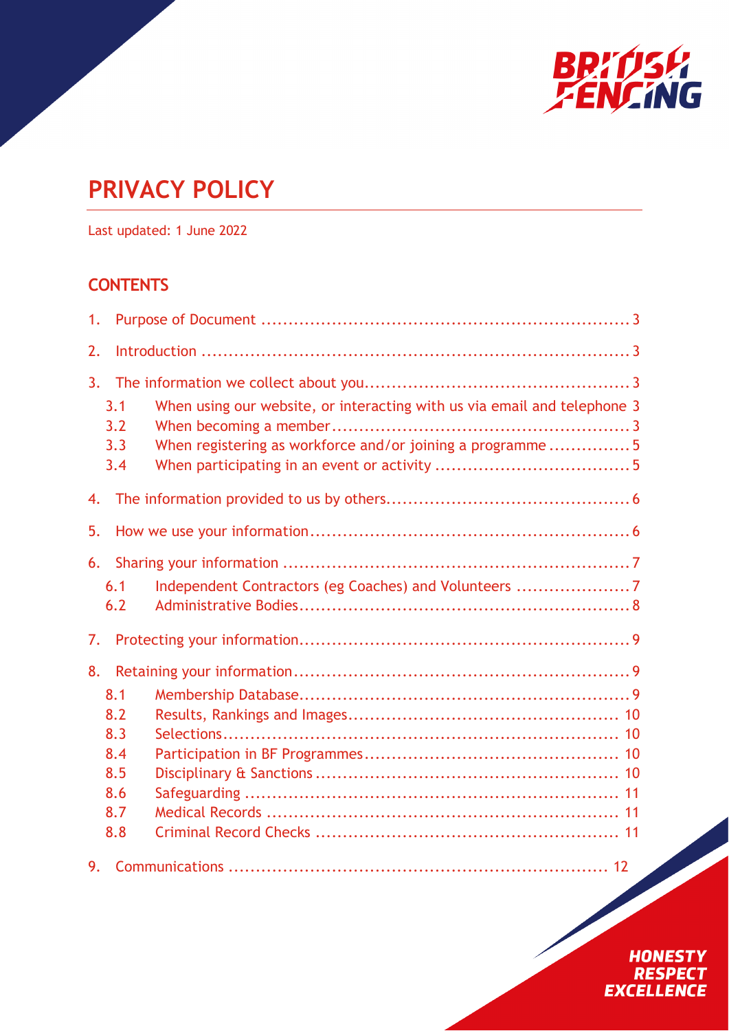# PRIVACY POLICY

Last updated: 1 June 2022

## CONTENTS

1. Purpose of Document ..... 3
2. Introduction ..... 3
3. The information we collect about you ..... 3
   - 3.1 When using our website, or interacting with us via email and telephone ..... 3
   - 3.2 When becoming a member ..... 3
   - 3.3 When registering as workforce and/or joining a programme ..... 5
   - 3.4 When participating in an event or activity ..... 5
4. The information provided to us by others ..... 6
5. How we use your information ..... 6
6. Sharing your information ..... 7
   - 6.1 Independent Contractors (eg Coaches) and Volunteers ..... 7
   - 6.2 Administrative Bodies ..... 8
7. Protecting your information ..... 9
8. Retaining your information ..... 9
   - 8.1 Membership Database ..... 9
   - 8.2 Results, Rankings and Images ..... 10
   - 8.3 Selections ..... 10
   - 8.4 Participation in BF Programmes ..... 10
   - 8.5 Disciplinary & Sanctions ..... 10
   - 8.6 Safeguarding ..... 11
   - 8.7 Medical Records ..... 11
   - 8.8 Criminal Record Checks ..... 11
9. Communications ..... 12

HONESTY
RESPECT
EXCELLENCE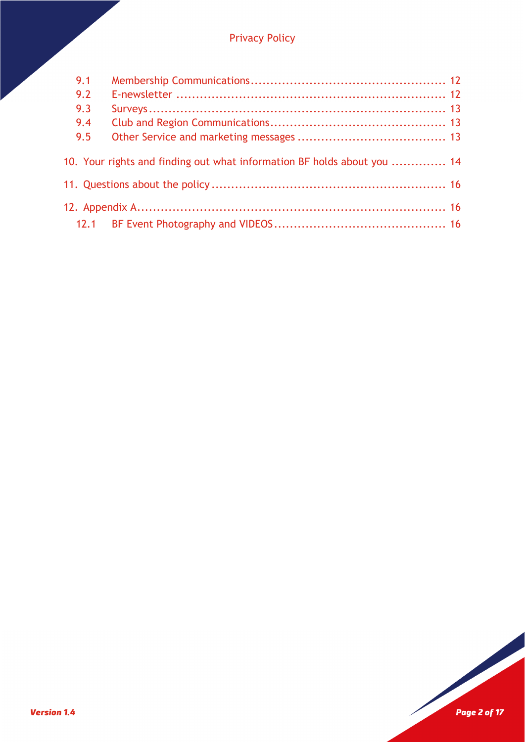9.1 Membership Communications ... 12
9.2 E-newsletter ... 12
9.3 Surveys ... 13
9.4 Club and Region Communications ... 13
9.5 Other Service and marketing messages ... 13

10. Your rights and finding out what information BF holds about you ... 14

11. Questions about the policy ... 16

12. Appendix A ... 16
12.1 BF Event Photography and VIDEOS ... 16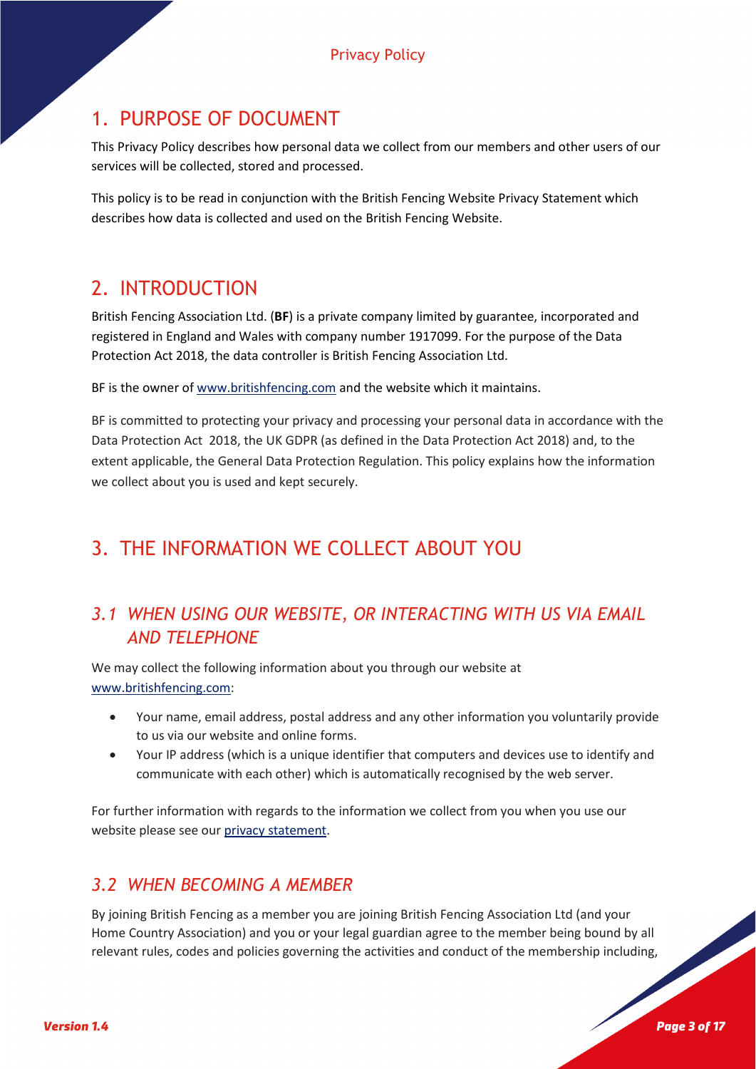## 1. PURPOSE OF DOCUMENT

This Privacy Policy describes how personal data we collect from our members and other users of our services will be collected, stored and processed.

This policy is to be read in conjunction with the British Fencing Website Privacy Statement which describes how data is collected and used on the British Fencing Website.

## 2. INTRODUCTION

British Fencing Association Ltd. (**BF**) is a private company limited by guarantee, incorporated and registered in England and Wales with company number 1917099. For the purpose of the Data Protection Act 2018, the data controller is British Fencing Association Ltd.

BF is the owner of [www.britishfencing.com](www.britishfencing.com) and the website which it maintains.

BF is committed to protecting your privacy and processing your personal data in accordance with the Data Protection Act 2018, the UK GDPR (as defined in the Data Protection Act 2018) and, to the extent applicable, the General Data Protection Regulation. This policy explains how the information we collect about you is used and kept securely.

## 3. THE INFORMATION WE COLLECT ABOUT YOU

### *3.1 WHEN USING OUR WEBSITE, OR INTERACTING WITH US VIA EMAIL AND TELEPHONE*

We may collect the following information about you through our website at [www.britishfencing.com](www.britishfencing.com):

- Your name, email address, postal address and any other information you voluntarily provide to us via our website and online forms.
- Your IP address (which is a unique identifier that computers and devices use to identify and communicate with each other) which is automatically recognised by the web server.

For further information with regards to the information we collect from you when you use our website please see our privacy statement.

### *3.2 WHEN BECOMING A MEMBER*

By joining British Fencing as a member you are joining British Fencing Association Ltd (and your Home Country Association) and you or your legal guardian agree to the member being bound by all relevant rules, codes and policies governing the activities and conduct of the membership including,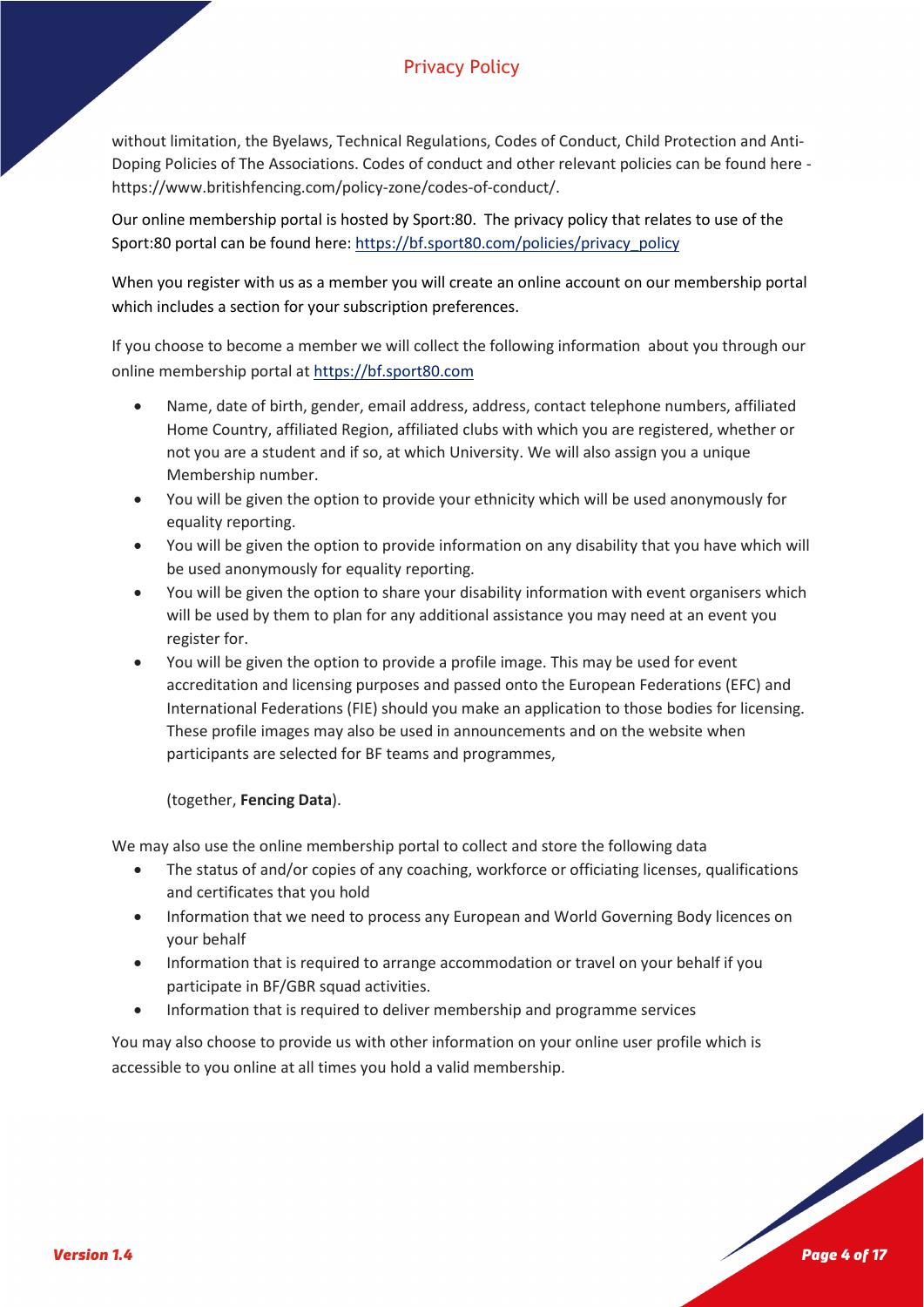without limitation, the Byelaws, Technical Regulations, Codes of Conduct, Child Protection and Anti-Doping Policies of The Associations. Codes of conduct and other relevant policies can be found here - https://www.britishfencing.com/policy-zone/codes-of-conduct/.

Our online membership portal is hosted by Sport:80. The privacy policy that relates to use of the Sport:80 portal can be found here: https://bf.sport80.com/policies/privacy_policy

When you register with us as a member you will create an online account on our membership portal which includes a section for your subscription preferences.

If you choose to become a member we will collect the following information about you through our online membership portal at https://bf.sport80.com

- Name, date of birth, gender, email address, address, contact telephone numbers, affiliated Home Country, affiliated Region, affiliated clubs with which you are registered, whether or not you are a student and if so, at which University. We will also assign you a unique Membership number.
- You will be given the option to provide your ethnicity which will be used anonymously for equality reporting.
- You will be given the option to provide information on any disability that you have which will be used anonymously for equality reporting.
- You will be given the option to share your disability information with event organisers which will be used by them to plan for any additional assistance you may need at an event you register for.
- You will be given the option to provide a profile image. This may be used for event accreditation and licensing purposes and passed onto the European Federations (EFC) and International Federations (FIE) should you make an application to those bodies for licensing. These profile images may also be used in announcements and on the website when participants are selected for BF teams and programmes,

  (together, **Fencing Data**).

We may also use the online membership portal to collect and store the following data

- The status of and/or copies of any coaching, workforce or officiating licenses, qualifications and certificates that you hold
- Information that we need to process any European and World Governing Body licences on your behalf
- Information that is required to arrange accommodation or travel on your behalf if you participate in BF/GBR squad activities.
- Information that is required to deliver membership and programme services

You may also choose to provide us with other information on your online user profile which is accessible to you online at all times you hold a valid membership.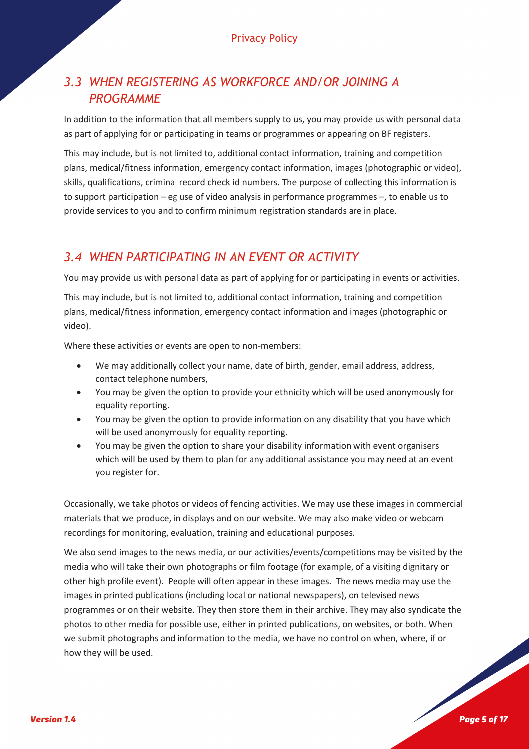## *3.3 WHEN REGISTERING AS WORKFORCE AND/OR JOINING A PROGRAMME*

In addition to the information that all members supply to us, you may provide us with personal data as part of applying for or participating in teams or programmes or appearing on BF registers.

This may include, but is not limited to, additional contact information, training and competition plans, medical/fitness information, emergency contact information, images (photographic or video), skills, qualifications, criminal record check id numbers. The purpose of collecting this information is to support participation – eg use of video analysis in performance programmes –, to enable us to provide services to you and to confirm minimum registration standards are in place.

## *3.4 WHEN PARTICIPATING IN AN EVENT OR ACTIVITY*

You may provide us with personal data as part of applying for or participating in events or activities.

This may include, but is not limited to, additional contact information, training and competition plans, medical/fitness information, emergency contact information and images (photographic or video).

Where these activities or events are open to non-members:

- We may additionally collect your name, date of birth, gender, email address, address, contact telephone numbers,
- You may be given the option to provide your ethnicity which will be used anonymously for equality reporting.
- You may be given the option to provide information on any disability that you have which will be used anonymously for equality reporting.
- You may be given the option to share your disability information with event organisers which will be used by them to plan for any additional assistance you may need at an event you register for.

Occasionally, we take photos or videos of fencing activities. We may use these images in commercial materials that we produce, in displays and on our website. We may also make video or webcam recordings for monitoring, evaluation, training and educational purposes.

We also send images to the news media, or our activities/events/competitions may be visited by the media who will take their own photographs or film footage (for example, of a visiting dignitary or other high profile event). People will often appear in these images. The news media may use the images in printed publications (including local or national newspapers), on televised news programmes or on their website. They then store them in their archive. They may also syndicate the photos to other media for possible use, either in printed publications, on websites, or both. When we submit photographs and information to the media, we have no control on when, where, if or how they will be used.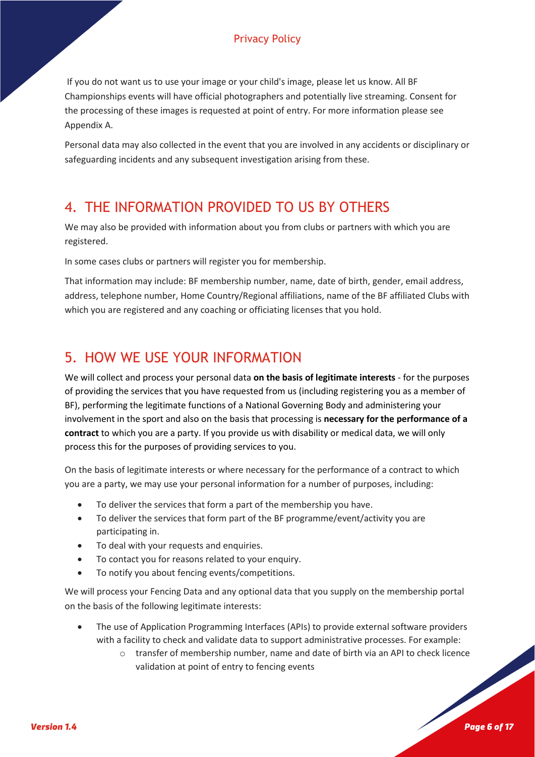If you do not want us to use your image or your child's image, please let us know. All BF Championships events will have official photographers and potentially live streaming. Consent for the processing of these images is requested at point of entry. For more information please see Appendix A.

Personal data may also collected in the event that you are involved in any accidents or disciplinary or safeguarding incidents and any subsequent investigation arising from these.

## 4. THE INFORMATION PROVIDED TO US BY OTHERS

We may also be provided with information about you from clubs or partners with which you are registered.

In some cases clubs or partners will register you for membership.

That information may include: BF membership number, name, date of birth, gender, email address, address, telephone number, Home Country/Regional affiliations, name of the BF affiliated Clubs with which you are registered and any coaching or officiating licenses that you hold.

## 5. HOW WE USE YOUR INFORMATION

We will collect and process your personal data **on the basis of legitimate interests** - for the purposes of providing the services that you have requested from us (including registering you as a member of BF), performing the legitimate functions of a National Governing Body and administering your involvement in the sport and also on the basis that processing is **necessary for the performance of a contract** to which you are a party. If you provide us with disability or medical data, we will only process this for the purposes of providing services to you.

On the basis of legitimate interests or where necessary for the performance of a contract to which you are a party, we may use your personal information for a number of purposes, including:

- To deliver the services that form a part of the membership you have.
- To deliver the services that form part of the BF programme/event/activity you are participating in.
- To deal with your requests and enquiries.
- To contact you for reasons related to your enquiry.
- To notify you about fencing events/competitions.

We will process your Fencing Data and any optional data that you supply on the membership portal on the basis of the following legitimate interests:

- The use of Application Programming Interfaces (APIs) to provide external software providers with a facility to check and validate data to support administrative processes. For example:
  - transfer of membership number, name and date of birth via an API to check licence validation at point of entry to fencing events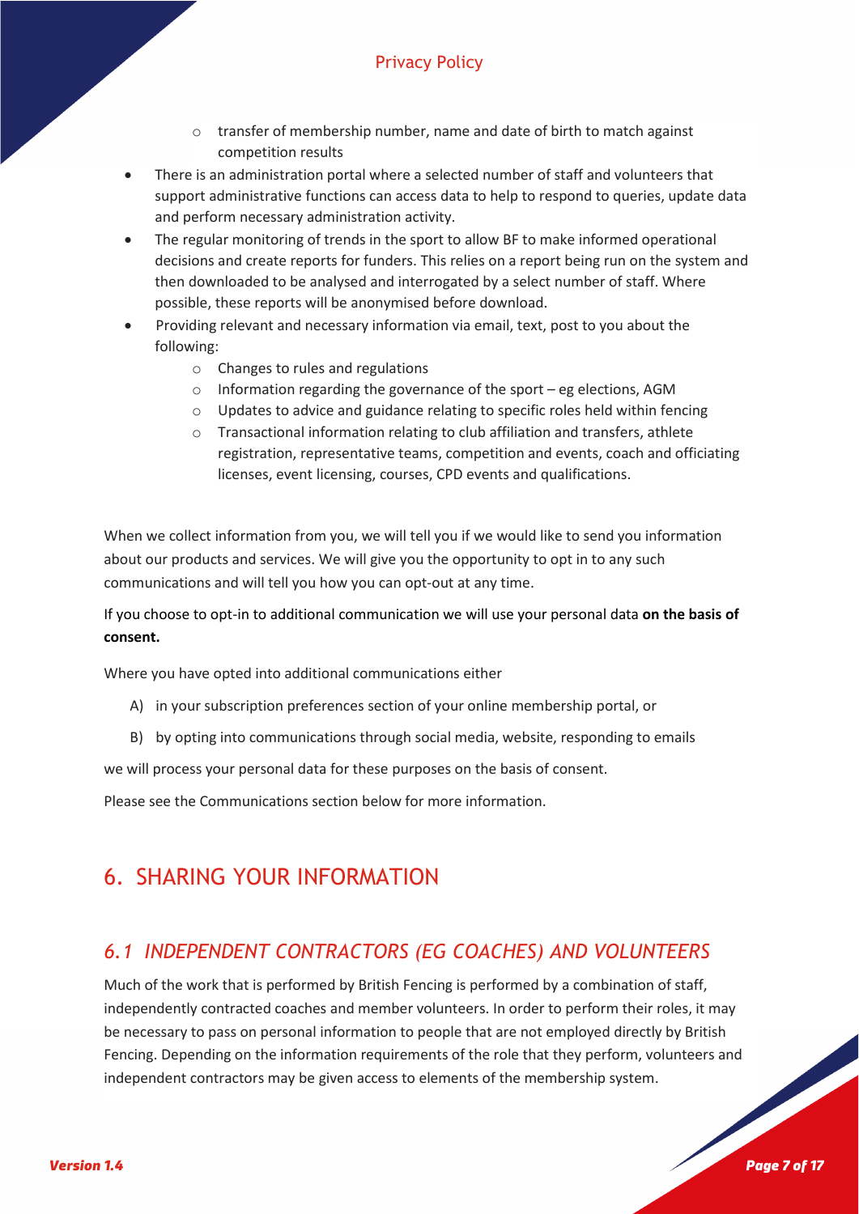- transfer of membership number, name and date of birth to match against competition results
- There is an administration portal where a selected number of staff and volunteers that support administrative functions can access data to help to respond to queries, update data and perform necessary administration activity.
- The regular monitoring of trends in the sport to allow BF to make informed operational decisions and create reports for funders. This relies on a report being run on the system and then downloaded to be analysed and interrogated by a select number of staff. Where possible, these reports will be anonymised before download.
- Providing relevant and necessary information via email, text, post to you about the following:
   - Changes to rules and regulations
   - Information regarding the governance of the sport – eg elections, AGM
   - Updates to advice and guidance relating to specific roles held within fencing
   - Transactional information relating to club affiliation and transfers, athlete registration, representative teams, competition and events, coach and officiating licenses, event licensing, courses, CPD events and qualifications.

When we collect information from you, we will tell you if we would like to send you information about our products and services. We will give you the opportunity to opt in to any such communications and will tell you how you can opt-out at any time.

If you choose to opt-in to additional communication we will use your personal data **on the basis of consent.**

Where you have opted into additional communications either

A) in your subscription preferences section of your online membership portal, or

B) by opting into communications through social media, website, responding to emails

we will process your personal data for these purposes on the basis of consent.

Please see the Communications section below for more information.

# 6. SHARING YOUR INFORMATION

## *6.1 INDEPENDENT CONTRACTORS (EG COACHES) AND VOLUNTEERS*

Much of the work that is performed by British Fencing is performed by a combination of staff, independently contracted coaches and member volunteers. In order to perform their roles, it may be necessary to pass on personal information to people that are not employed directly by British Fencing. Depending on the information requirements of the role that they perform, volunteers and independent contractors may be given access to elements of the membership system.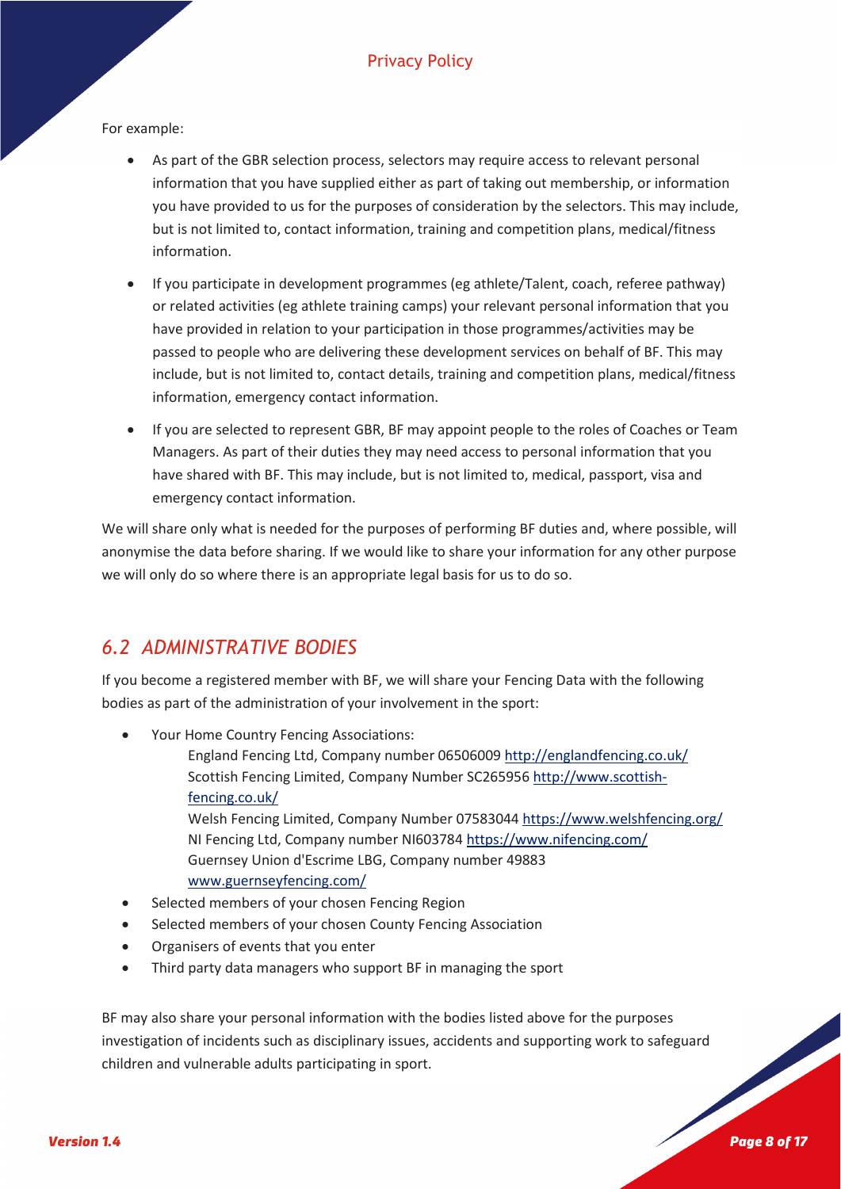For example:

- As part of the GBR selection process, selectors may require access to relevant personal information that you have supplied either as part of taking out membership, or information you have provided to us for the purposes of consideration by the selectors. This may include, but is not limited to, contact information, training and competition plans, medical/fitness information.
- If you participate in development programmes (eg athlete/Talent, coach, referee pathway) or related activities (eg athlete training camps) your relevant personal information that you have provided in relation to your participation in those programmes/activities may be passed to people who are delivering these development services on behalf of BF. This may include, but is not limited to, contact details, training and competition plans, medical/fitness information, emergency contact information.
- If you are selected to represent GBR, BF may appoint people to the roles of Coaches or Team Managers. As part of their duties they may need access to personal information that you have shared with BF. This may include, but is not limited to, medical, passport, visa and emergency contact information.

We will share only what is needed for the purposes of performing BF duties and, where possible, will anonymise the data before sharing. If we would like to share your information for any other purpose we will only do so where there is an appropriate legal basis for us to do so.

## *6.2 ADMINISTRATIVE BODIES*

If you become a registered member with BF, we will share your Fencing Data with the following bodies as part of the administration of your involvement in the sport:

- Your Home Country Fencing Associations:
  - England Fencing Ltd, Company number 06506009 http://englandfencing.co.uk/
  - Scottish Fencing Limited, Company Number SC265956 http://www.scottish-fencing.co.uk/
  - Welsh Fencing Limited, Company Number 07583044 https://www.welshfencing.org/
  - NI Fencing Ltd, Company number NI603784 https://www.nifencing.com/
  - Guernsey Union d'Escrime LBG, Company number 49883 www.guernseyfencing.com/
- Selected members of your chosen Fencing Region
- Selected members of your chosen County Fencing Association
- Organisers of events that you enter
- Third party data managers who support BF in managing the sport

BF may also share your personal information with the bodies listed above for the purposes investigation of incidents such as disciplinary issues, accidents and supporting work to safeguard children and vulnerable adults participating in sport.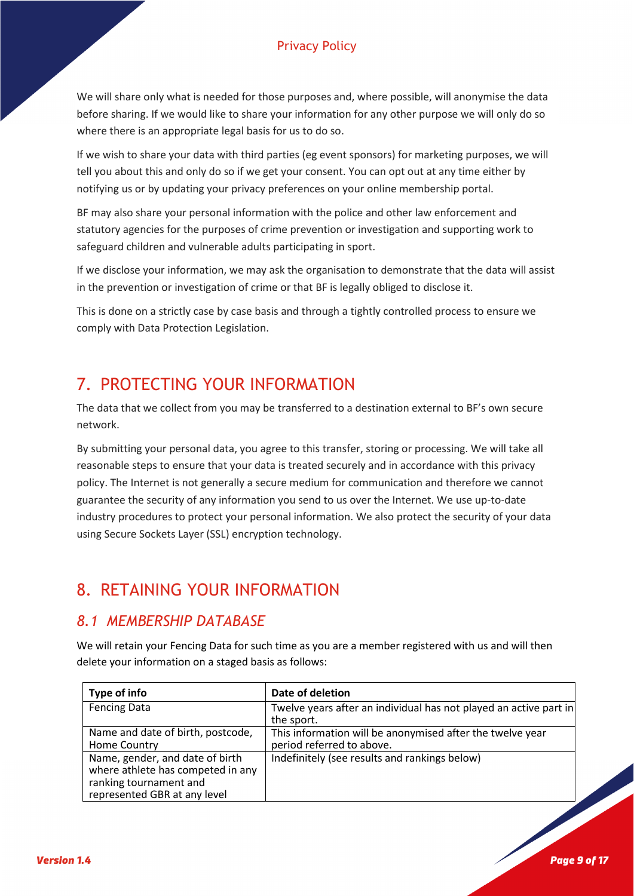We will share only what is needed for those purposes and, where possible, will anonymise the data before sharing. If we would like to share your information for any other purpose we will only do so where there is an appropriate legal basis for us to do so.

If we wish to share your data with third parties (eg event sponsors) for marketing purposes, we will tell you about this and only do so if we get your consent. You can opt out at any time either by notifying us or by updating your privacy preferences on your online membership portal.

BF may also share your personal information with the police and other law enforcement and statutory agencies for the purposes of crime prevention or investigation and supporting work to safeguard children and vulnerable adults participating in sport.

If we disclose your information, we may ask the organisation to demonstrate that the data will assist in the prevention or investigation of crime or that BF is legally obliged to disclose it.

This is done on a strictly case by case basis and through a tightly controlled process to ensure we comply with Data Protection Legislation.

# 7. PROTECTING YOUR INFORMATION

The data that we collect from you may be transferred to a destination external to BF's own secure network.

By submitting your personal data, you agree to this transfer, storing or processing. We will take all reasonable steps to ensure that your data is treated securely and in accordance with this privacy policy. The Internet is not generally a secure medium for communication and therefore we cannot guarantee the security of any information you send to us over the Internet. We use up-to-date industry procedures to protect your personal information. We also protect the security of your data using Secure Sockets Layer (SSL) encryption technology.

# 8. RETAINING YOUR INFORMATION

## *8.1 MEMBERSHIP DATABASE*

We will retain your Fencing Data for such time as you are a member registered with us and will then delete your information on a staged basis as follows:

| Type of info | Date of deletion |
|---|---|
| Fencing Data | Twelve years after an individual has not played an active part in the sport. |
| Name and date of birth, postcode, Home Country | This information will be anonymised after the twelve year period referred to above. |
| Name, gender, and date of birth where athlete has competed in any ranking tournament and represented GBR at any level | Indefinitely (see results and rankings below) |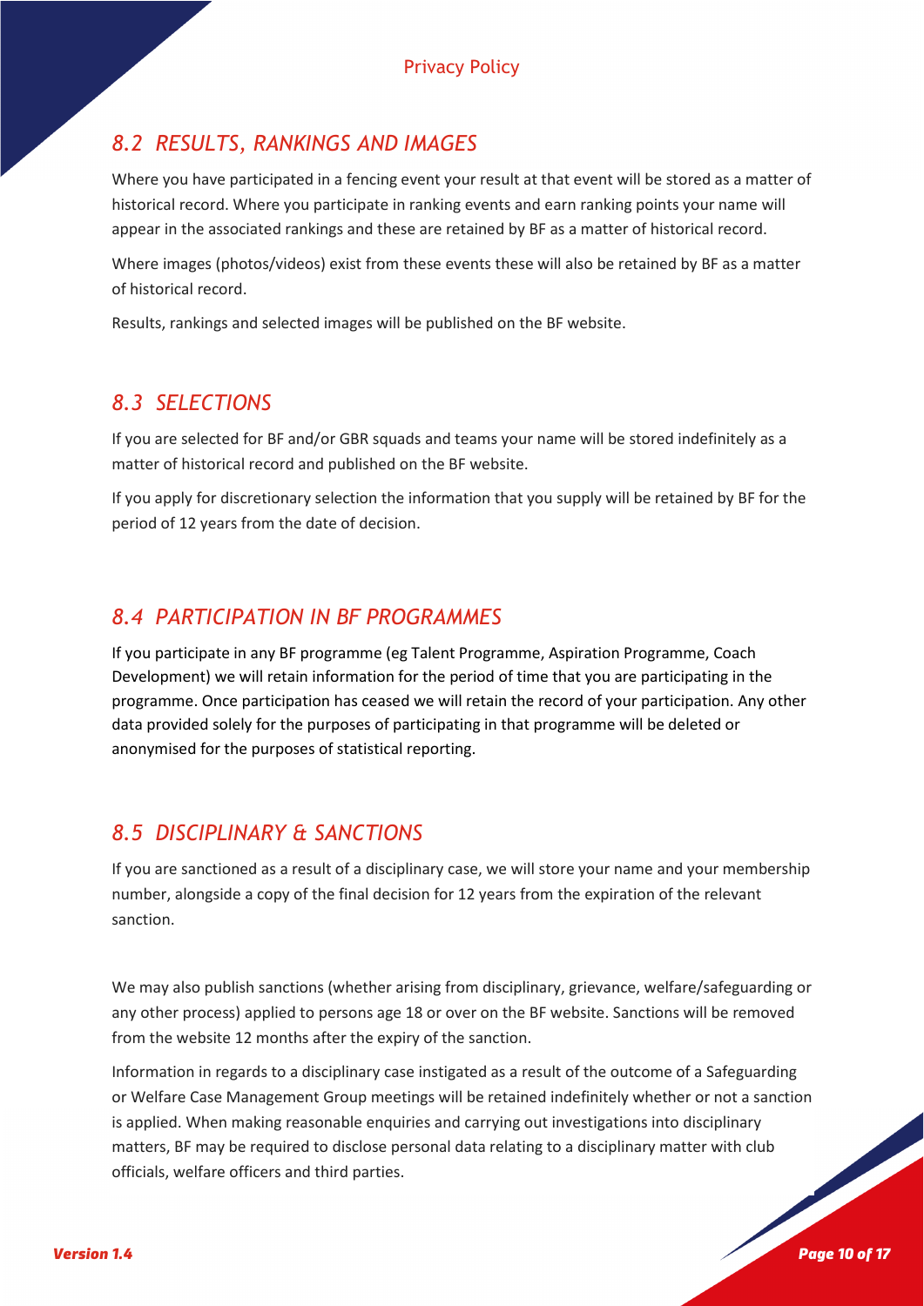## *8.2 RESULTS, RANKINGS AND IMAGES*

Where you have participated in a fencing event your result at that event will be stored as a matter of historical record. Where you participate in ranking events and earn ranking points your name will appear in the associated rankings and these are retained by BF as a matter of historical record.

Where images (photos/videos) exist from these events these will also be retained by BF as a matter of historical record.

Results, rankings and selected images will be published on the BF website.

## *8.3 SELECTIONS*

If you are selected for BF and/or GBR squads and teams your name will be stored indefinitely as a matter of historical record and published on the BF website.

If you apply for discretionary selection the information that you supply will be retained by BF for the period of 12 years from the date of decision.

## *8.4 PARTICIPATION IN BF PROGRAMMES*

If you participate in any BF programme (eg Talent Programme, Aspiration Programme, Coach Development) we will retain information for the period of time that you are participating in the programme. Once participation has ceased we will retain the record of your participation. Any other data provided solely for the purposes of participating in that programme will be deleted or anonymised for the purposes of statistical reporting.

## *8.5 DISCIPLINARY & SANCTIONS*

If you are sanctioned as a result of a disciplinary case, we will store your name and your membership number, alongside a copy of the final decision for 12 years from the expiration of the relevant sanction.

We may also publish sanctions (whether arising from disciplinary, grievance, welfare/safeguarding or any other process) applied to persons age 18 or over on the BF website. Sanctions will be removed from the website 12 months after the expiry of the sanction.

Information in regards to a disciplinary case instigated as a result of the outcome of a Safeguarding or Welfare Case Management Group meetings will be retained indefinitely whether or not a sanction is applied. When making reasonable enquiries and carrying out investigations into disciplinary matters, BF may be required to disclose personal data relating to a disciplinary matter with club officials, welfare officers and third parties.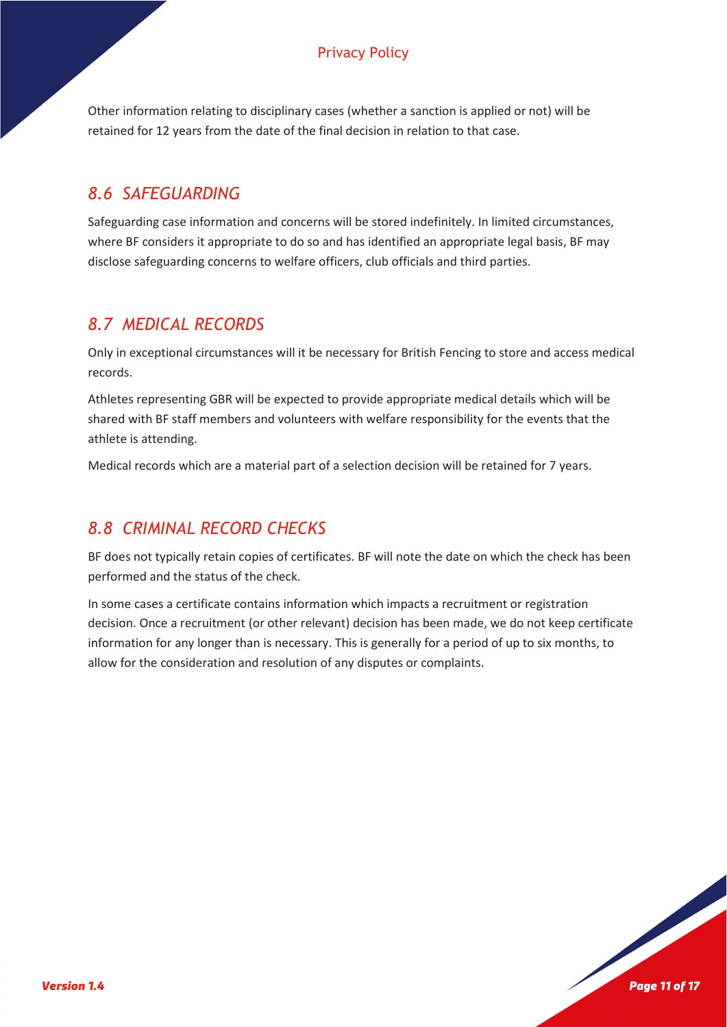Other information relating to disciplinary cases (whether a sanction is applied or not) will be retained for 12 years from the date of the final decision in relation to that case.

## *8.6 SAFEGUARDING*

Safeguarding case information and concerns will be stored indefinitely. In limited circumstances, where BF considers it appropriate to do so and has identified an appropriate legal basis, BF may disclose safeguarding concerns to welfare officers, club officials and third parties.

## *8.7 MEDICAL RECORDS*

Only in exceptional circumstances will it be necessary for British Fencing to store and access medical records.

Athletes representing GBR will be expected to provide appropriate medical details which will be shared with BF staff members and volunteers with welfare responsibility for the events that the athlete is attending.

Medical records which are a material part of a selection decision will be retained for 7 years.

## *8.8 CRIMINAL RECORD CHECKS*

BF does not typically retain copies of certificates. BF will note the date on which the check has been performed and the status of the check.

In some cases a certificate contains information which impacts a recruitment or registration decision. Once a recruitment (or other relevant) decision has been made, we do not keep certificate information for any longer than is necessary. This is generally for a period of up to six months, to allow for the consideration and resolution of any disputes or complaints.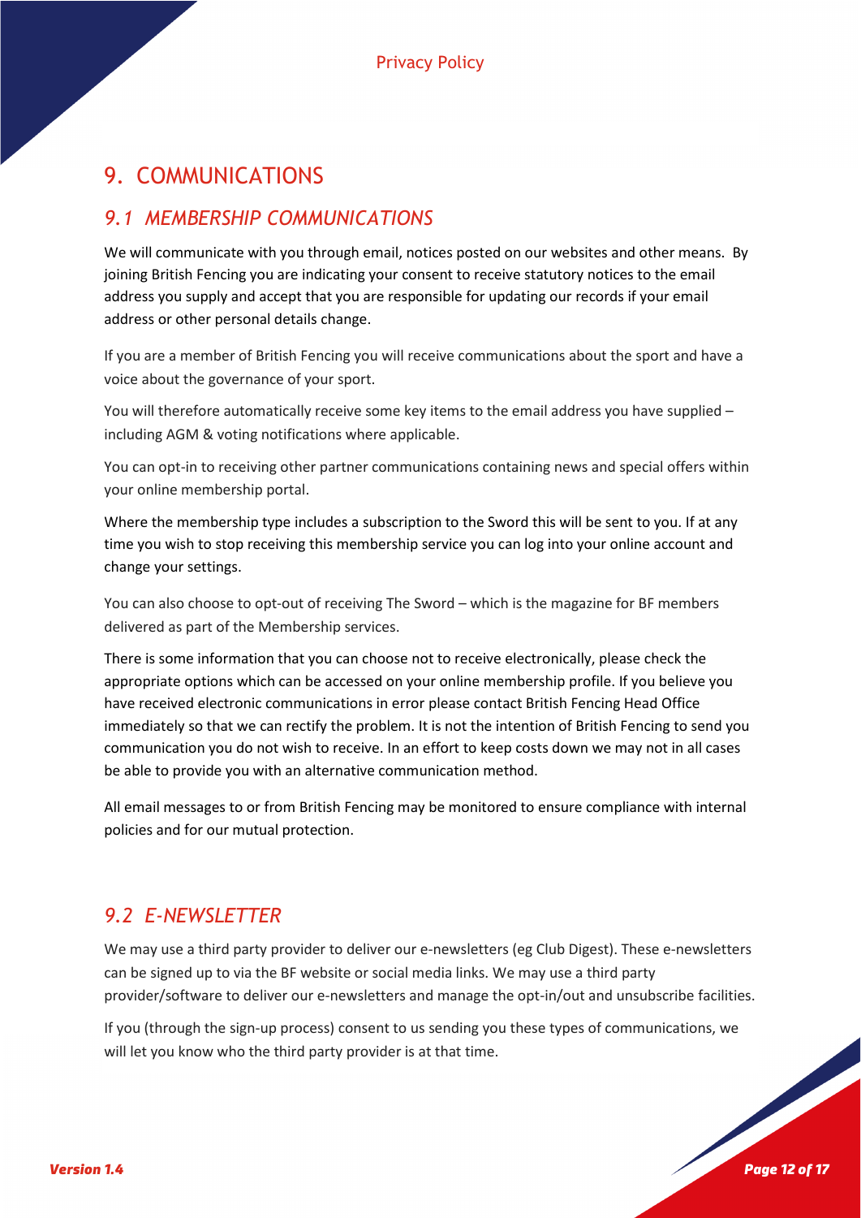# 9. COMMUNICATIONS

## *9.1 MEMBERSHIP COMMUNICATIONS*

We will communicate with you through email, notices posted on our websites and other means. By joining British Fencing you are indicating your consent to receive statutory notices to the email address you supply and accept that you are responsible for updating our records if your email address or other personal details change.

If you are a member of British Fencing you will receive communications about the sport and have a voice about the governance of your sport.

You will therefore automatically receive some key items to the email address you have supplied – including AGM & voting notifications where applicable.

You can opt-in to receiving other partner communications containing news and special offers within your online membership portal.

Where the membership type includes a subscription to the Sword this will be sent to you. If at any time you wish to stop receiving this membership service you can log into your online account and change your settings.

You can also choose to opt-out of receiving The Sword – which is the magazine for BF members delivered as part of the Membership services.

There is some information that you can choose not to receive electronically, please check the appropriate options which can be accessed on your online membership profile. If you believe you have received electronic communications in error please contact British Fencing Head Office immediately so that we can rectify the problem. It is not the intention of British Fencing to send you communication you do not wish to receive. In an effort to keep costs down we may not in all cases be able to provide you with an alternative communication method.

All email messages to or from British Fencing may be monitored to ensure compliance with internal policies and for our mutual protection.

## *9.2 E-NEWSLETTER*

We may use a third party provider to deliver our e-newsletters (eg Club Digest). These e-newsletters can be signed up to via the BF website or social media links. We may use a third party provider/software to deliver our e-newsletters and manage the opt-in/out and unsubscribe facilities.

If you (through the sign-up process) consent to us sending you these types of communications, we will let you know who the third party provider is at that time.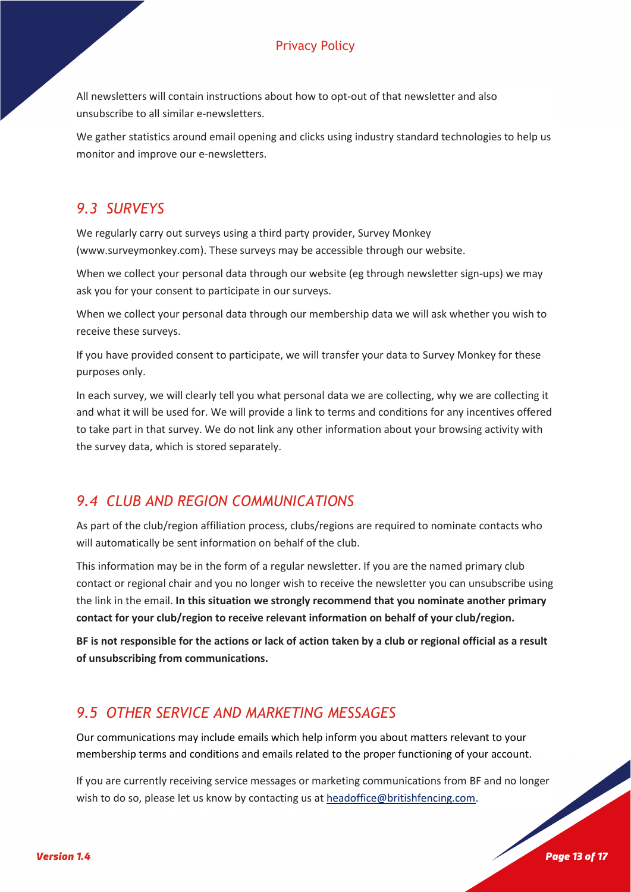All newsletters will contain instructions about how to opt-out of that newsletter and also unsubscribe to all similar e-newsletters.

We gather statistics around email opening and clicks using industry standard technologies to help us monitor and improve our e-newsletters.

## *9.3 SURVEYS*

We regularly carry out surveys using a third party provider, Survey Monkey (www.surveymonkey.com). These surveys may be accessible through our website.

When we collect your personal data through our website (eg through newsletter sign-ups) we may ask you for your consent to participate in our surveys.

When we collect your personal data through our membership data we will ask whether you wish to receive these surveys.

If you have provided consent to participate, we will transfer your data to Survey Monkey for these purposes only.

In each survey, we will clearly tell you what personal data we are collecting, why we are collecting it and what it will be used for. We will provide a link to terms and conditions for any incentives offered to take part in that survey. We do not link any other information about your browsing activity with the survey data, which is stored separately.

## *9.4 CLUB AND REGION COMMUNICATIONS*

As part of the club/region affiliation process, clubs/regions are required to nominate contacts who will automatically be sent information on behalf of the club.

This information may be in the form of a regular newsletter. If you are the named primary club contact or regional chair and you no longer wish to receive the newsletter you can unsubscribe using the link in the email. **In this situation we strongly recommend that you nominate another primary contact for your club/region to receive relevant information on behalf of your club/region.**

**BF is not responsible for the actions or lack of action taken by a club or regional official as a result of unsubscribing from communications.**

## *9.5 OTHER SERVICE AND MARKETING MESSAGES*

Our communications may include emails which help inform you about matters relevant to your membership terms and conditions and emails related to the proper functioning of your account.

If you are currently receiving service messages or marketing communications from BF and no longer wish to do so, please let us know by contacting us at headoffice@britishfencing.com.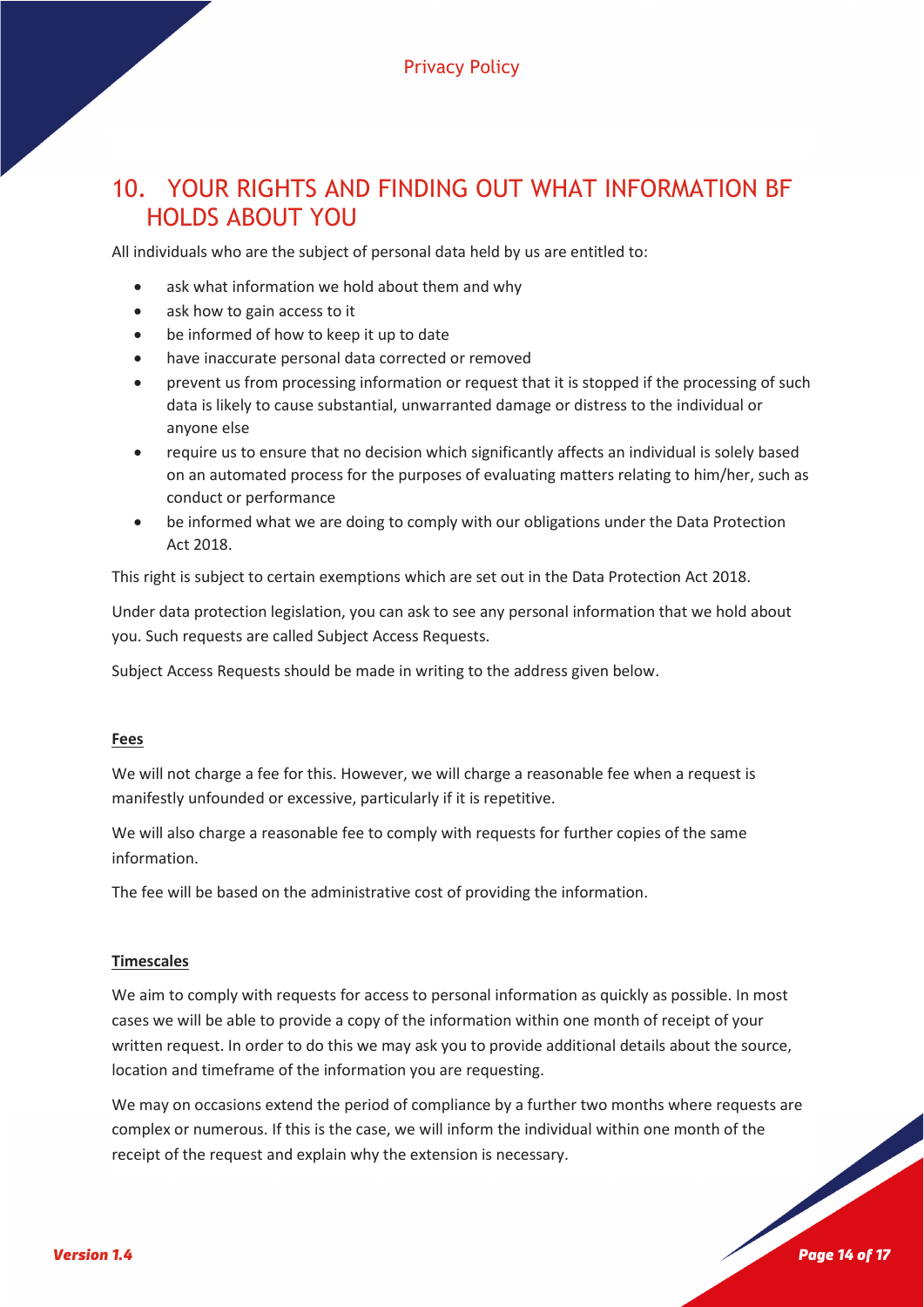## 10. YOUR RIGHTS AND FINDING OUT WHAT INFORMATION BF HOLDS ABOUT YOU

All individuals who are the subject of personal data held by us are entitled to:

- ask what information we hold about them and why
- ask how to gain access to it
- be informed of how to keep it up to date
- have inaccurate personal data corrected or removed
- prevent us from processing information or request that it is stopped if the processing of such data is likely to cause substantial, unwarranted damage or distress to the individual or anyone else
- require us to ensure that no decision which significantly affects an individual is solely based on an automated process for the purposes of evaluating matters relating to him/her, such as conduct or performance
- be informed what we are doing to comply with our obligations under the Data Protection Act 2018.

This right is subject to certain exemptions which are set out in the Data Protection Act 2018.

Under data protection legislation, you can ask to see any personal information that we hold about you. Such requests are called Subject Access Requests.

Subject Access Requests should be made in writing to the address given below.

**Fees**

We will not charge a fee for this. However, we will charge a reasonable fee when a request is manifestly unfounded or excessive, particularly if it is repetitive.

We will also charge a reasonable fee to comply with requests for further copies of the same information.

The fee will be based on the administrative cost of providing the information.

**Timescales**

We aim to comply with requests for access to personal information as quickly as possible. In most cases we will be able to provide a copy of the information within one month of receipt of your written request. In order to do this we may ask you to provide additional details about the source, location and timeframe of the information you are requesting.

We may on occasions extend the period of compliance by a further two months where requests are complex or numerous. If this is the case, we will inform the individual within one month of the receipt of the request and explain why the extension is necessary.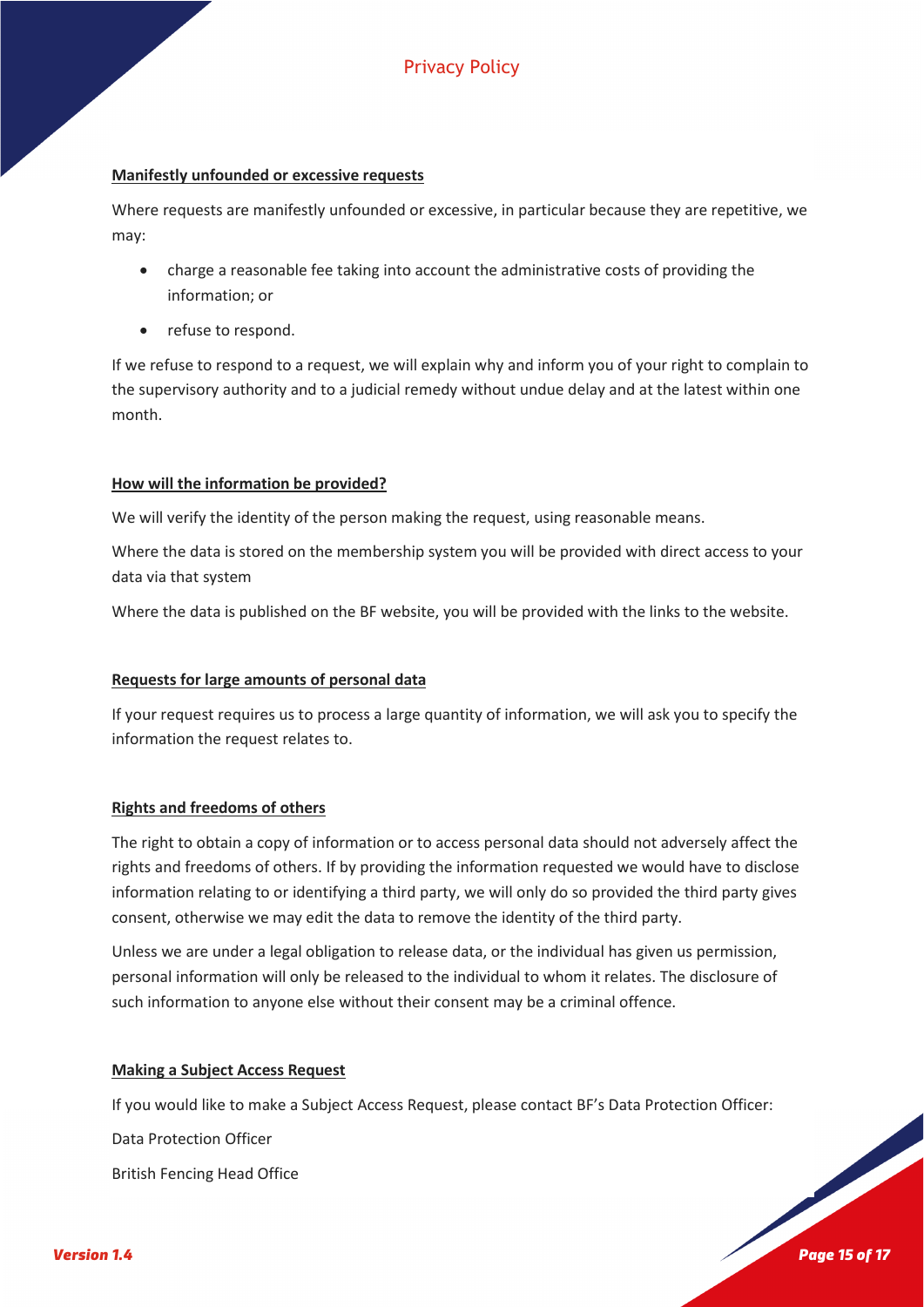**Manifestly unfounded or excessive requests**

Where requests are manifestly unfounded or excessive, in particular because they are repetitive, we may:

- charge a reasonable fee taking into account the administrative costs of providing the information; or
- refuse to respond.

If we refuse to respond to a request, we will explain why and inform you of your right to complain to the supervisory authority and to a judicial remedy without undue delay and at the latest within one month.

**How will the information be provided?**

We will verify the identity of the person making the request, using reasonable means.

Where the data is stored on the membership system you will be provided with direct access to your data via that system

Where the data is published on the BF website, you will be provided with the links to the website.

**Requests for large amounts of personal data**

If your request requires us to process a large quantity of information, we will ask you to specify the information the request relates to.

**Rights and freedoms of others**

The right to obtain a copy of information or to access personal data should not adversely affect the rights and freedoms of others. If by providing the information requested we would have to disclose information relating to or identifying a third party, we will only do so provided the third party gives consent, otherwise we may edit the data to remove the identity of the third party.

Unless we are under a legal obligation to release data, or the individual has given us permission, personal information will only be released to the individual to whom it relates. The disclosure of such information to anyone else without their consent may be a criminal offence.

**Making a Subject Access Request**

If you would like to make a Subject Access Request, please contact BF's Data Protection Officer:

Data Protection Officer

British Fencing Head Office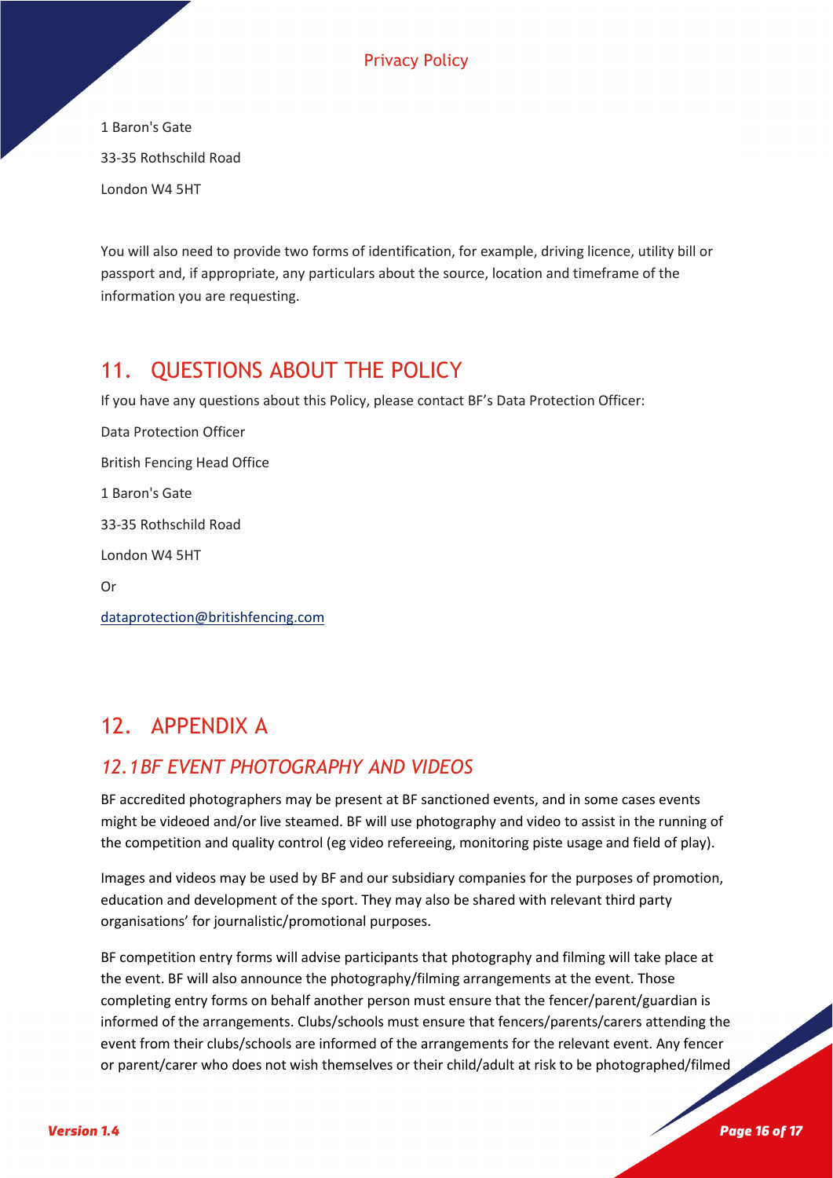1 Baron's Gate

33-35 Rothschild Road

London W4 5HT

You will also need to provide two forms of identification, for example, driving licence, utility bill or passport and, if appropriate, any particulars about the source, location and timeframe of the information you are requesting.

## 11. QUESTIONS ABOUT THE POLICY

If you have any questions about this Policy, please contact BF's Data Protection Officer:

Data Protection Officer

British Fencing Head Office

1 Baron's Gate

33-35 Rothschild Road

London W4 5HT

Or

dataprotection@britishfencing.com

## 12. APPENDIX A

### *12.1 BF EVENT PHOTOGRAPHY AND VIDEOS*

BF accredited photographers may be present at BF sanctioned events, and in some cases events might be videoed and/or live steamed. BF will use photography and video to assist in the running of the competition and quality control (eg video refereeing, monitoring piste usage and field of play).

Images and videos may be used by BF and our subsidiary companies for the purposes of promotion, education and development of the sport. They may also be shared with relevant third party organisations' for journalistic/promotional purposes.

BF competition entry forms will advise participants that photography and filming will take place at the event. BF will also announce the photography/filming arrangements at the event. Those completing entry forms on behalf another person must ensure that the fencer/parent/guardian is informed of the arrangements. Clubs/schools must ensure that fencers/parents/carers attending the event from their clubs/schools are informed of the arrangements for the relevant event. Any fencer or parent/carer who does not wish themselves or their child/adult at risk to be photographed/filmed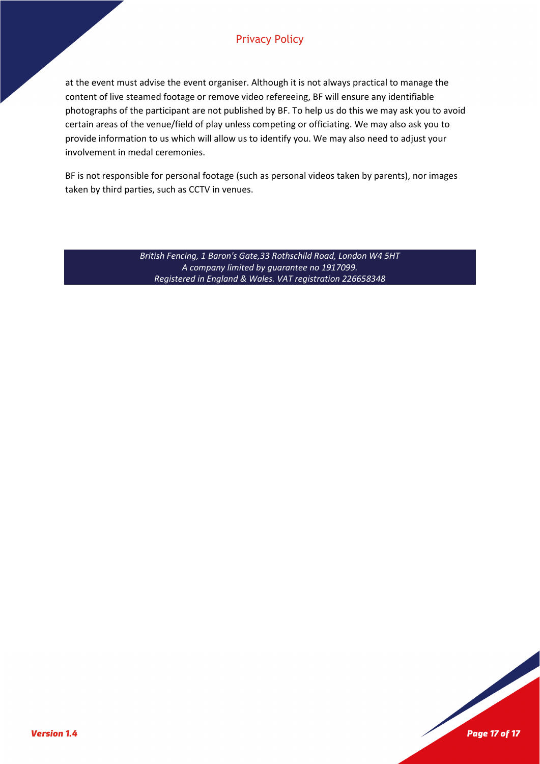at the event must advise the event organiser. Although it is not always practical to manage the content of live steamed footage or remove video refereeing, BF will ensure any identifiable photographs of the participant are not published by BF. To help us do this we may ask you to avoid certain areas of the venue/field of play unless competing or officiating. We may also ask you to provide information to us which will allow us to identify you. We may also need to adjust your involvement in medal ceremonies.

BF is not responsible for personal footage (such as personal videos taken by parents), nor images taken by third parties, such as CCTV in venues.

*British Fencing, 1 Baron's Gate,33 Rothschild Road, London W4 5HT*
*A company limited by guarantee no 1917099.*
*Registered in England & Wales. VAT registration 226658348*